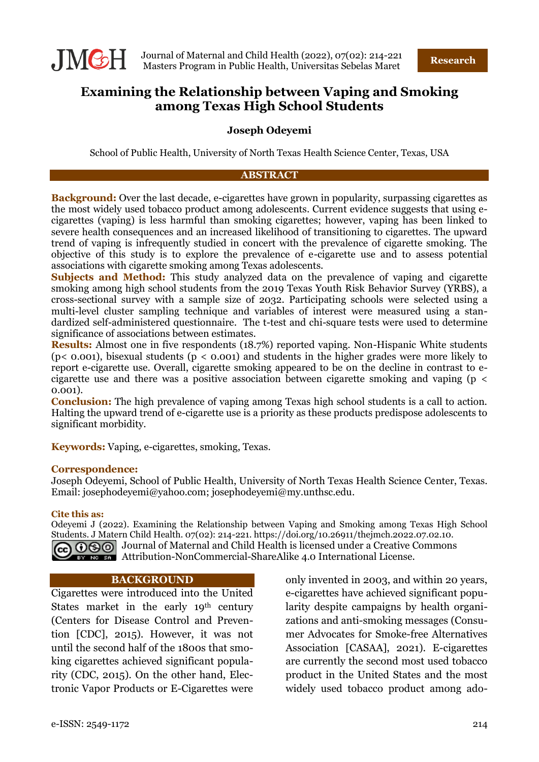# Examining the Relationship between Vaping and Smoking among Texas High School Students

**Joseph Odeyemi**

School of Public Health, University of North Texas Health Science Center, Texas, USA

## ABSTRACT

**Background:** Over the last decade, e-cigarettes have grown in popularity, surpassing cigarettes as the most widely used tobacco product among adolescents. Current evidence suggests that using e-cigarettes (vaping) is less harmful than smoking cigarettes; however, vaping has been linked to severe health consequences and an increased likelihood of transitioning to cigarettes. The upward trend of vaping is infrequently studied in concert with the prevalence of cigarette smoking. The objective of this study is to explore the prevalence of e-cigarette use and to assess potential associations with cigarette smoking among Texas adolescents.

**Subjects and Method:** This study analyzed data on the prevalence of vaping and cigarette smoking among high school students from the 2019 Texas Youth Risk Behavior Survey (YRBS), a cross-sectional survey with a sample size of 2032. Participating schools were selected using a multi-level cluster sampling technique and variables of interest were measured using a standardized self-administered questionnaire. The t-test and chi-square tests were used to determine significance of associations between estimates.

**Results:** Almost one in five respondents (18.7%) reported vaping. Non-Hispanic White students ($p < 0.001$), bisexual students ($p < 0.001$) and students in the higher grades were more likely to report e-cigarette use. Overall, cigarette smoking appeared to be on the decline in contrast to e-cigarette use and there was a positive association between cigarette smoking and vaping ($p < 0.001$).

**Conclusion:** The high prevalence of vaping among Texas high school students is a call to action. Halting the upward trend of e-cigarette use is a priority as these products predispose adolescents to significant morbidity.

**Keywords:** Vaping, e-cigarettes, smoking, Texas.

**Correspondence:**
Joseph Odeyemi, School of Public Health, University of North Texas Health Science Center, Texas. Email: josephodeyemi@yahoo.com; josephodeyemi@my.unthsc.edu.

**Cite this as:**
Odeyemi J (2022). Examining the Relationship between Vaping and Smoking among Texas High School Students. J Matern Child Health. 07(02): 214-221. https://doi.org/10.26911/thejmch.2022.07.02.10.

Journal of Maternal and Child Health is licensed under a Creative Commons Attribution-NonCommercial-ShareAlike 4.0 International License.

## BACKGROUND

Cigarettes were introduced into the United States market in the early 19th century (Centers for Disease Control and Prevention [CDC], 2015). However, it was not until the second half of the 1800s that smoking cigarettes achieved significant popularity (CDC, 2015). On the other hand, Electronic Vapor Products or E-Cigarettes were only invented in 2003, and within 20 years, e-cigarettes have achieved significant popularity despite campaigns by health organizations and anti-smoking messages (Consumer Advocates for Smoke-free Alternatives Association [CASAA], 2021). E-cigarettes are currently the second most used tobacco product in the United States and the most widely used tobacco product among ado-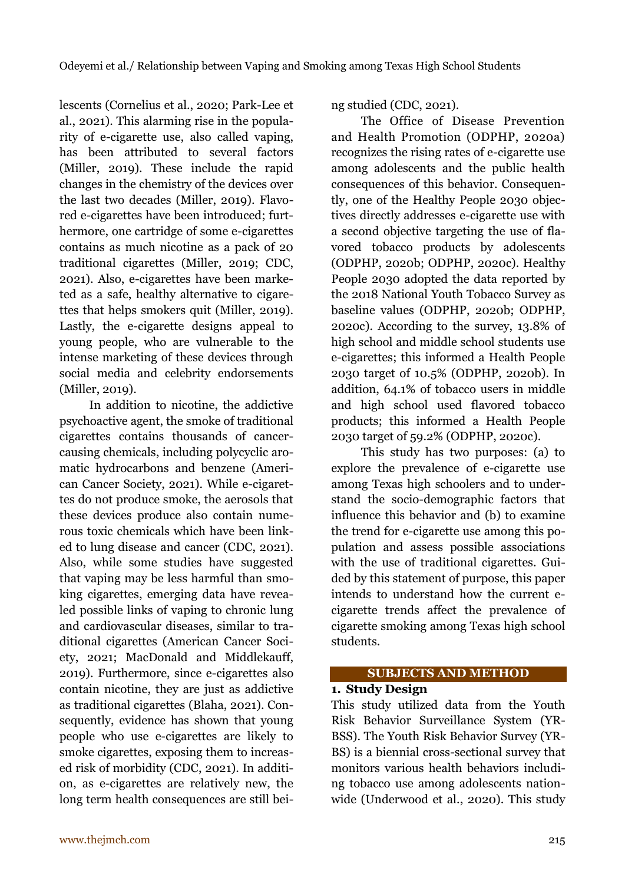lescents (Cornelius et al., 2020; Park-Lee et al., 2021). This alarming rise in the popularity of e-cigarette use, also called vaping, has been attributed to several factors (Miller, 2019). These include the rapid changes in the chemistry of the devices over the last two decades (Miller, 2019). Flavored e-cigarettes have been introduced; furthermore, one cartridge of some e-cigarettes contains as much nicotine as a pack of 20 traditional cigarettes (Miller, 2019; CDC, 2021). Also, e-cigarettes have been marketed as a safe, healthy alternative to cigarettes that helps smokers quit (Miller, 2019). Lastly, the e-cigarette designs appeal to young people, who are vulnerable to the intense marketing of these devices through social media and celebrity endorsements (Miller, 2019).

In addition to nicotine, the addictive psychoactive agent, the smoke of traditional cigarettes contains thousands of cancer-causing chemicals, including polycyclic aromatic hydrocarbons and benzene (American Cancer Society, 2021). While e-cigarettes do not produce smoke, the aerosols that these devices produce also contain numerous toxic chemicals which have been linked to lung disease and cancer (CDC, 2021). Also, while some studies have suggested that vaping may be less harmful than smoking cigarettes, emerging data have revealed possible links of vaping to chronic lung and cardiovascular diseases, similar to traditional cigarettes (American Cancer Society, 2021; MacDonald and Middlekauff, 2019). Furthermore, since e-cigarettes also contain nicotine, they are just as addictive as traditional cigarettes (Blaha, 2021). Consequently, evidence has shown that young people who use e-cigarettes are likely to smoke cigarettes, exposing them to increased risk of morbidity (CDC, 2021). In addition, as e-cigarettes are relatively new, the long term health consequences are still being studied (CDC, 2021).

The Office of Disease Prevention and Health Promotion (ODPHP, 2020a) recognizes the rising rates of e-cigarette use among adolescents and the public health consequences of this behavior. Consequently, one of the Healthy People 2030 objectives directly addresses e-cigarette use with a second objective targeting the use of flavored tobacco products by adolescents (ODPHP, 2020b; ODPHP, 2020c). Healthy People 2030 adopted the data reported by the 2018 National Youth Tobacco Survey as baseline values (ODPHP, 2020b; ODPHP, 2020c). According to the survey, 13.8% of high school and middle school students use e-cigarettes; this informed a Health People 2030 target of 10.5% (ODPHP, 2020b). In addition, 64.1% of tobacco users in middle and high school used flavored tobacco products; this informed a Health People 2030 target of 59.2% (ODPHP, 2020c).

This study has two purposes: (a) to explore the prevalence of e-cigarette use among Texas high schoolers and to understand the socio-demographic factors that influence this behavior and (b) to examine the trend for e-cigarette use among this population and assess possible associations with the use of traditional cigarettes. Guided by this statement of purpose, this paper intends to understand how the current e-cigarette trends affect the prevalence of cigarette smoking among Texas high school students.

## SUBJECTS AND METHOD

### 1. Study Design

This study utilized data from the Youth Risk Behavior Surveillance System (YRBSS). The Youth Risk Behavior Survey (YRBS) is a biennial cross-sectional survey that monitors various health behaviors including tobacco use among adolescents nationwide (Underwood et al., 2020). This study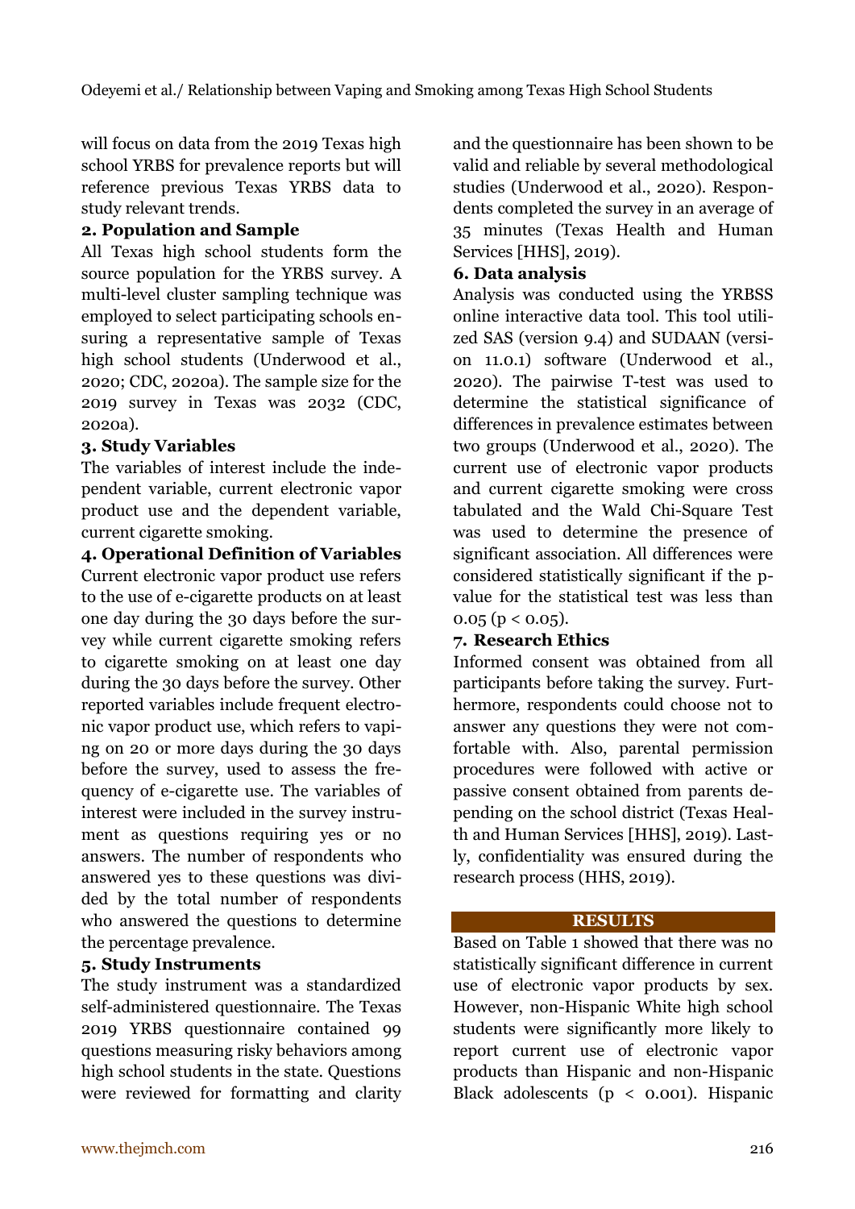will focus on data from the 2019 Texas high school YRBS for prevalence reports but will reference previous Texas YRBS data to study relevant trends.

### 2. Population and Sample

All Texas high school students form the source population for the YRBS survey. A multi-level cluster sampling technique was employed to select participating schools ensuring a representative sample of Texas high school students (Underwood et al., 2020; CDC, 2020a). The sample size for the 2019 survey in Texas was 2032 (CDC, 2020a).

### 3. Study Variables

The variables of interest include the independent variable, current electronic vapor product use and the dependent variable, current cigarette smoking.

### 4. Operational Definition of Variables

Current electronic vapor product use refers to the use of e-cigarette products on at least one day during the 30 days before the survey while current cigarette smoking refers to cigarette smoking on at least one day during the 30 days before the survey. Other reported variables include frequent electronic vapor product use, which refers to vaping on 20 or more days during the 30 days before the survey, used to assess the frequency of e-cigarette use. The variables of interest were included in the survey instrument as questions requiring yes or no answers. The number of respondents who answered yes to these questions was divided by the total number of respondents who answered the questions to determine the percentage prevalence.

### 5. Study Instruments

The study instrument was a standardized self-administered questionnaire. The Texas 2019 YRBS questionnaire contained 99 questions measuring risky behaviors among high school students in the state. Questions were reviewed for formatting and clarity and the questionnaire has been shown to be valid and reliable by several methodological studies (Underwood et al., 2020). Respondents completed the survey in an average of 35 minutes (Texas Health and Human Services [HHS], 2019).

### 6. Data analysis

Analysis was conducted using the YRBSS online interactive data tool. This tool utilized SAS (version 9.4) and SUDAAN (version 11.0.1) software (Underwood et al., 2020). The pairwise T-test was used to determine the statistical significance of differences in prevalence estimates between two groups (Underwood et al., 2020). The current use of electronic vapor products and current cigarette smoking were cross tabulated and the Wald Chi-Square Test was used to determine the presence of significant association. All differences were considered statistically significant if the p-value for the statistical test was less than 0.05 ($p < 0.05$).

### 7. Research Ethics

Informed consent was obtained from all participants before taking the survey. Furthermore, respondents could choose not to answer any questions they were not comfortable with. Also, parental permission procedures were followed with active or passive consent obtained from parents depending on the school district (Texas Health and Human Services [HHS], 2019). Lastly, confidentiality was ensured during the research process (HHS, 2019).

## RESULTS

Based on Table 1 showed that there was no statistically significant difference in current use of electronic vapor products by sex. However, non-Hispanic White high school students were significantly more likely to report current use of electronic vapor products than Hispanic and non-Hispanic Black adolescents ($p < 0.001$). Hispanic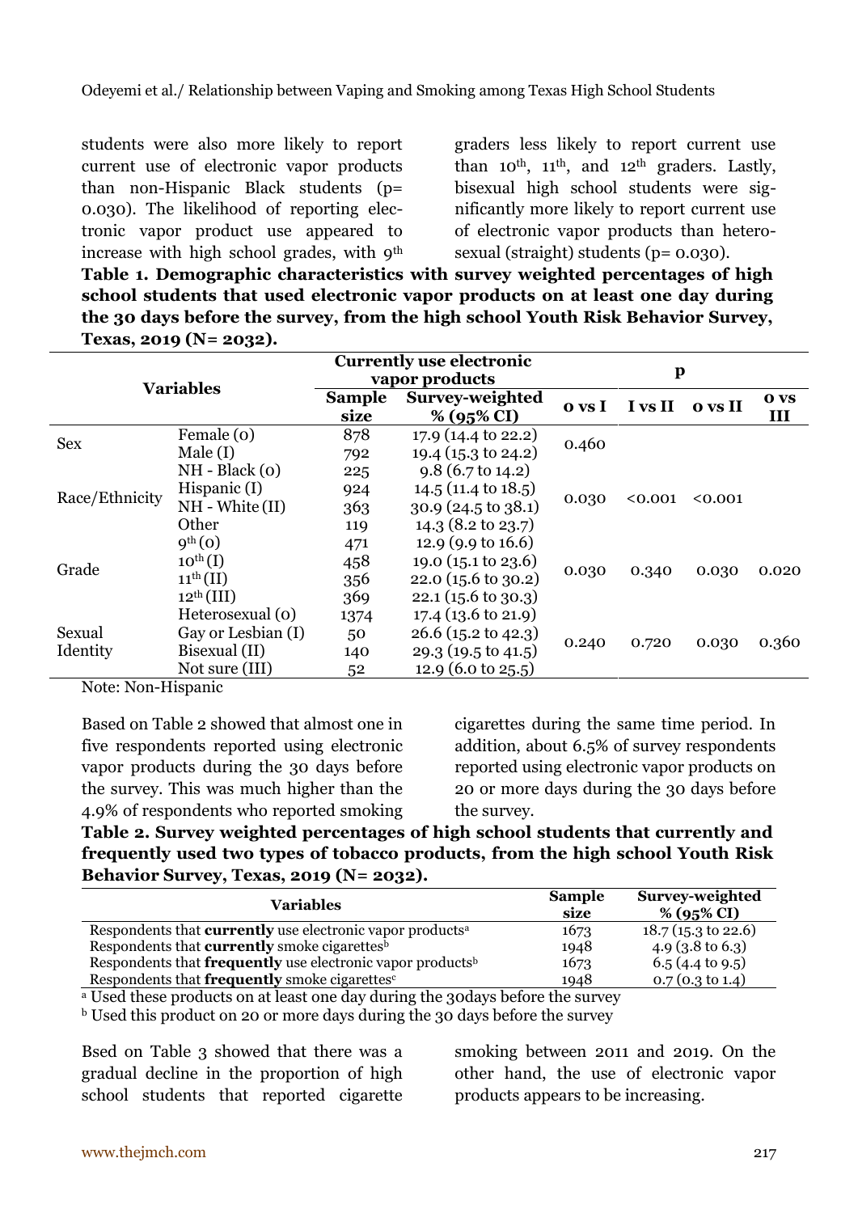students were also more likely to report current use of electronic vapor products than non-Hispanic Black students (p= 0.030). The likelihood of reporting electronic vapor product use appeared to increase with high school grades, with 9th graders less likely to report current use than 10th, 11th, and 12th graders. Lastly, bisexual high school students were significantly more likely to report current use of electronic vapor products than heterosexual (straight) students (p= 0.030).

**Table 1. Demographic characteristics with survey weighted percentages of high school students that used electronic vapor products on at least one day during the 30 days before the survey, from the high school Youth Risk Behavior Survey, Texas, 2019 (N= 2032).**

| Variables | | Currently use electronic vapor products | | p | | | |
|---|---|---|---|---|---|---|---|
| | | Sample size | Survey-weighted % (95% CI) | 0 vs I | I vs II | 0 vs II | 0 vs III |
| Sex | Female (0) | 878 | 17.9 (14.4 to 22.2) | 0.460 | | | |
| | Male (I) | 792 | 19.4 (15.3 to 24.2) | | | | |
| Race/Ethnicity | NH - Black (0) | 225 | 9.8 (6.7 to 14.2) | 0.030 | <0.001 | <0.001 | |
| | Hispanic (I) | 924 | 14.5 (11.4 to 18.5) | | | | |
| | NH - White (II) | 363 | 30.9 (24.5 to 38.1) | | | | |
| | Other | 119 | 14.3 (8.2 to 23.7) | | | | |
| Grade | 9th (0) | 471 | 12.9 (9.9 to 16.6) | 0.030 | 0.340 | 0.030 | 0.020 |
| | 10th (I) | 458 | 19.0 (15.1 to 23.6) | | | | |
| | 11th (II) | 356 | 22.0 (15.6 to 30.2) | | | | |
| | 12th (III) | 369 | 22.1 (15.6 to 30.3) | | | | |
| Sexual Identity | Heterosexual (0) | 1374 | 17.4 (13.6 to 21.9) | 0.240 | 0.720 | 0.030 | 0.360 |
| | Gay or Lesbian (I) | 50 | 26.6 (15.2 to 42.3) | | | | |
| | Bisexual (II) | 140 | 29.3 (19.5 to 41.5) | | | | |
| | Not sure (III) | 52 | 12.9 (6.0 to 25.5) | | | | |

Note: Non-Hispanic

Based on Table 2 showed that almost one in five respondents reported using electronic vapor products during the 30 days before the survey. This was much higher than the 4.9% of respondents who reported smoking cigarettes during the same time period. In addition, about 6.5% of survey respondents reported using electronic vapor products on 20 or more days during the 30 days before the survey.

**Table 2. Survey weighted percentages of high school students that currently and frequently used two types of tobacco products, from the high school Youth Risk Behavior Survey, Texas, 2019 (N= 2032).**

| Variables | Sample size | Survey-weighted % (95% CI) |
|---|---|---|
| Respondents that **currently** use electronic vapor products[a] | 1673 | 18.7 (15.3 to 22.6) |
| Respondents that **currently** smoke cigarettes[b] | 1948 | 4.9 (3.8 to 6.3) |
| Respondents that **frequently** use electronic vapor products[b] | 1673 | 6.5 (4.4 to 9.5) |
| Respondents that **frequently** smoke cigarettes[c] | 1948 | 0.7 (0.3 to 1.4) |

[a] Used these products on at least one day during the 30days before the survey

[b] Used this product on 20 or more days during the 30 days before the survey

Bsed on Table 3 showed that there was a gradual decline in the proportion of high school students that reported cigarette smoking between 2011 and 2019. On the other hand, the use of electronic vapor products appears to be increasing.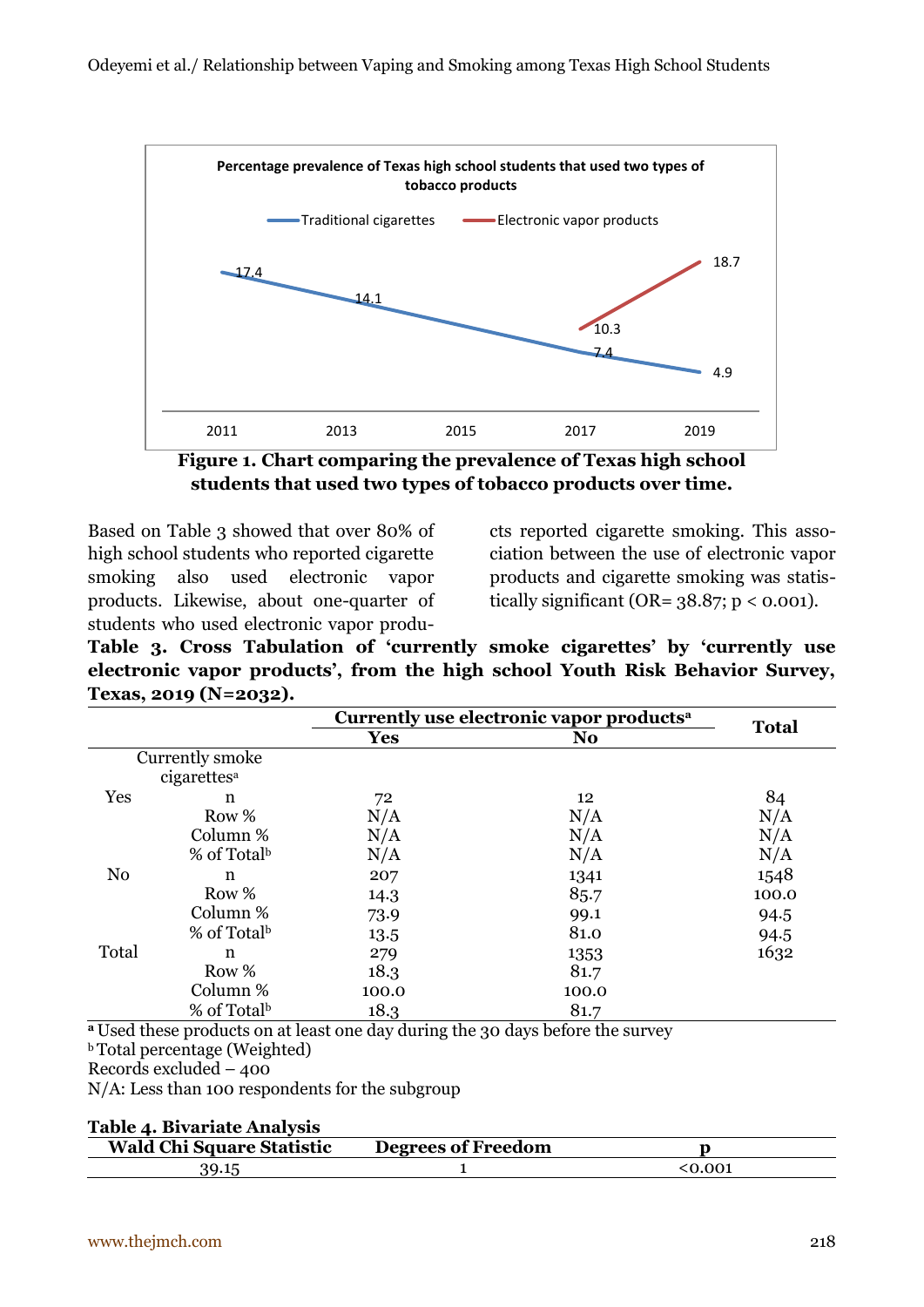**Figure 1. Chart comparing the prevalence of Texas high school students that used two types of tobacco products over time.**

Based on Table 3 showed that over 80% of high school students who reported cigarette smoking also used electronic vapor products. Likewise, about one-quarter of students who used electronic vapor products reported cigarette smoking. This association between the use of electronic vapor products and cigarette smoking was statistically significant (OR= 38.87; p < 0.001).

**Table 3. Cross Tabulation of 'currently smoke cigarettes' by 'currently use electronic vapor products', from the high school Youth Risk Behavior Survey, Texas, 2019 (N=2032).**

| | | Currently use electronic vapor products[a] | | Total |
|---|---|---|---|---|
| | | Yes | No | |
| Currently smoke cigarettes[a] | | | | |
| Yes | n | 72 | 12 | 84 |
| | Row % | N/A | N/A | N/A |
| | Column % | N/A | N/A | N/A |
| | % of Total[b] | N/A | N/A | N/A |
| No | n | 207 | 1341 | 1548 |
| | Row % | 14.3 | 85.7 | 100.0 |
| | Column % | 73.9 | 99.1 | 94.5 |
| | % of Total[b] | 13.5 | 81.0 | 94.5 |
| Total | n | 279 | 1353 | 1632 |
| | Row % | 18.3 | 81.7 | |
| | Column % | 100.0 | 100.0 | |
| | % of Total[b] | 18.3 | 81.7 | |

[a] Used these products on at least one day during the 30 days before the survey
[b] Total percentage (Weighted)
Records excluded – 400
N/A: Less than 100 respondents for the subgroup

**Table 4. Bivariate Analysis**

| Wald Chi Square Statistic | Degrees of Freedom | p |
|---|---|---|
| 39.15 | 1 | <0.001 |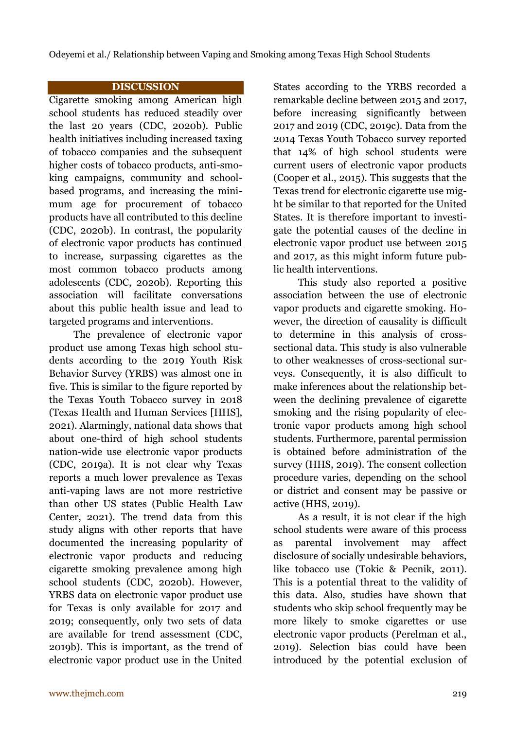## DISCUSSION

Cigarette smoking among American high school students has reduced steadily over the last 20 years (CDC, 2020b). Public health initiatives including increased taxing of tobacco companies and the subsequent higher costs of tobacco products, anti-smoking campaigns, community and school-based programs, and increasing the minimum age for procurement of tobacco products have all contributed to this decline (CDC, 2020b). In contrast, the popularity of electronic vapor products has continued to increase, surpassing cigarettes as the most common tobacco products among adolescents (CDC, 2020b). Reporting this association will facilitate conversations about this public health issue and lead to targeted programs and interventions.

The prevalence of electronic vapor product use among Texas high school students according to the 2019 Youth Risk Behavior Survey (YRBS) was almost one in five. This is similar to the figure reported by the Texas Youth Tobacco survey in 2018 (Texas Health and Human Services [HHS], 2021). Alarmingly, national data shows that about one-third of high school students nation-wide use electronic vapor products (CDC, 2019a). It is not clear why Texas reports a much lower prevalence as Texas anti-vaping laws are not more restrictive than other US states (Public Health Law Center, 2021). The trend data from this study aligns with other reports that have documented the increasing popularity of electronic vapor products and reducing cigarette smoking prevalence among high school students (CDC, 2020b). However, YRBS data on electronic vapor product use for Texas is only available for 2017 and 2019; consequently, only two sets of data are available for trend assessment (CDC, 2019b). This is important, as the trend of electronic vapor product use in the United States according to the YRBS recorded a remarkable decline between 2015 and 2017, before increasing significantly between 2017 and 2019 (CDC, 2019c). Data from the 2014 Texas Youth Tobacco survey reported that 14% of high school students were current users of electronic vapor products (Cooper et al., 2015). This suggests that the Texas trend for electronic cigarette use might be similar to that reported for the United States. It is therefore important to investigate the potential causes of the decline in electronic vapor product use between 2015 and 2017, as this might inform future public health interventions.

This study also reported a positive association between the use of electronic vapor products and cigarette smoking. However, the direction of causality is difficult to determine in this analysis of cross-sectional data. This study is also vulnerable to other weaknesses of cross-sectional surveys. Consequently, it is also difficult to make inferences about the relationship between the declining prevalence of cigarette smoking and the rising popularity of electronic vapor products among high school students. Furthermore, parental permission is obtained before administration of the survey (HHS, 2019). The consent collection procedure varies, depending on the school or district and consent may be passive or active (HHS, 2019).

As a result, it is not clear if the high school students were aware of this process as parental involvement may affect disclosure of socially undesirable behaviors, like tobacco use (Tokic & Pecnik, 2011). This is a potential threat to the validity of this data. Also, studies have shown that students who skip school frequently may be more likely to smoke cigarettes or use electronic vapor products (Perelman et al., 2019). Selection bias could have been introduced by the potential exclusion of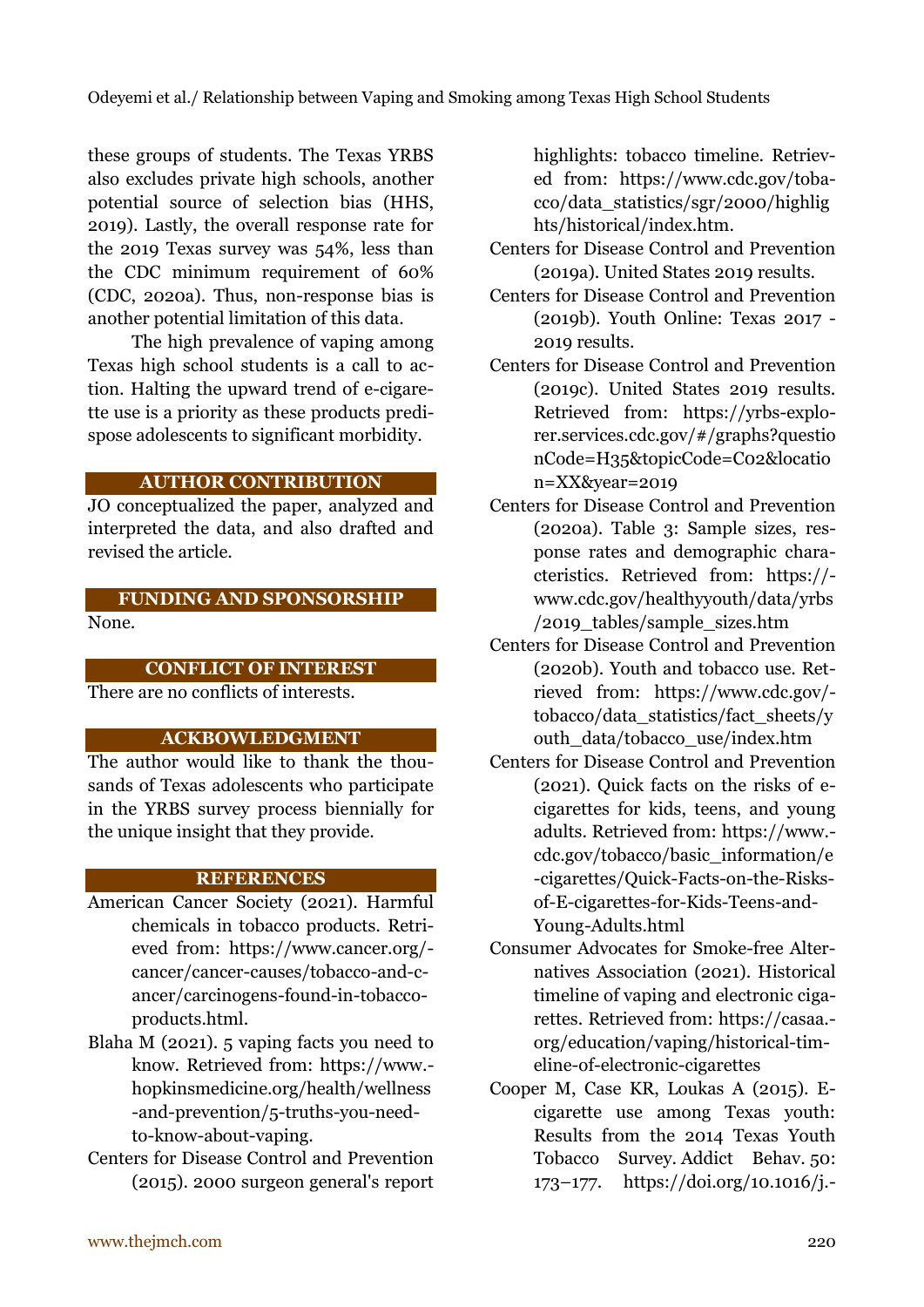these groups of students. The Texas YRBS also excludes private high schools, another potential source of selection bias (HHS, 2019). Lastly, the overall response rate for the 2019 Texas survey was 54%, less than the CDC minimum requirement of 60% (CDC, 2020a). Thus, non-response bias is another potential limitation of this data.

The high prevalence of vaping among Texas high school students is a call to action. Halting the upward trend of e-cigarette use is a priority as these products predispose adolescents to significant morbidity.

## AUTHOR CONTRIBUTION

JO conceptualized the paper, analyzed and interpreted the data, and also drafted and revised the article.

## FUNDING AND SPONSORSHIP

None.

## CONFLICT OF INTEREST

There are no conflicts of interests.

## ACKBOWLEDGMENT

The author would like to thank the thousands of Texas adolescents who participate in the YRBS survey process biennially for the unique insight that they provide.

## REFERENCES

American Cancer Society (2021). Harmful chemicals in tobacco products. Retrieved from: https://www.cancer.org/cancer/cancer-causes/tobacco-and-cancer/carcinogens-found-in-tobacco-products.html.

Blaha M (2021). 5 vaping facts you need to know. Retrieved from: https://www.hopkinsmedicine.org/health/wellness-and-prevention/5-truths-you-need-to-know-about-vaping.

Centers for Disease Control and Prevention (2015). 2000 surgeon general's report highlights: tobacco timeline. Retrieved from: https://www.cdc.gov/tobacco/data_statistics/sgr/2000/highlights/historical/index.htm.

Centers for Disease Control and Prevention (2019a). United States 2019 results.

Centers for Disease Control and Prevention (2019b). Youth Online: Texas 2017 - 2019 results.

Centers for Disease Control and Prevention (2019c). United States 2019 results. Retrieved from: https://yrbs-explorer.services.cdc.gov/#/graphs?questionCode=H35&topicCode=C02&location=XX&year=2019

Centers for Disease Control and Prevention (2020a). Table 3: Sample sizes, response rates and demographic characteristics. Retrieved from: https://www.cdc.gov/healthyyouth/data/yrbs/2019_tables/sample_sizes.htm

Centers for Disease Control and Prevention (2020b). Youth and tobacco use. Retrieved from: https://www.cdc.gov/tobacco/data_statistics/fact_sheets/youth_data/tobacco_use/index.htm

Centers for Disease Control and Prevention (2021). Quick facts on the risks of e-cigarettes for kids, teens, and young adults. Retrieved from: https://www.cdc.gov/tobacco/basic_information/e-cigarettes/Quick-Facts-on-the-Risks-of-E-cigarettes-for-Kids-Teens-and-Young-Adults.html

Consumer Advocates for Smoke-free Alternatives Association (2021). Historical timeline of vaping and electronic cigarettes. Retrieved from: https://casaa.org/education/vaping/historical-timeline-of-electronic-cigarettes

Cooper M, Case KR, Loukas A (2015). E-cigarette use among Texas youth: Results from the 2014 Texas Youth Tobacco Survey. Addict Behav. 50: 173–177. https://doi.org/10.1016/j.-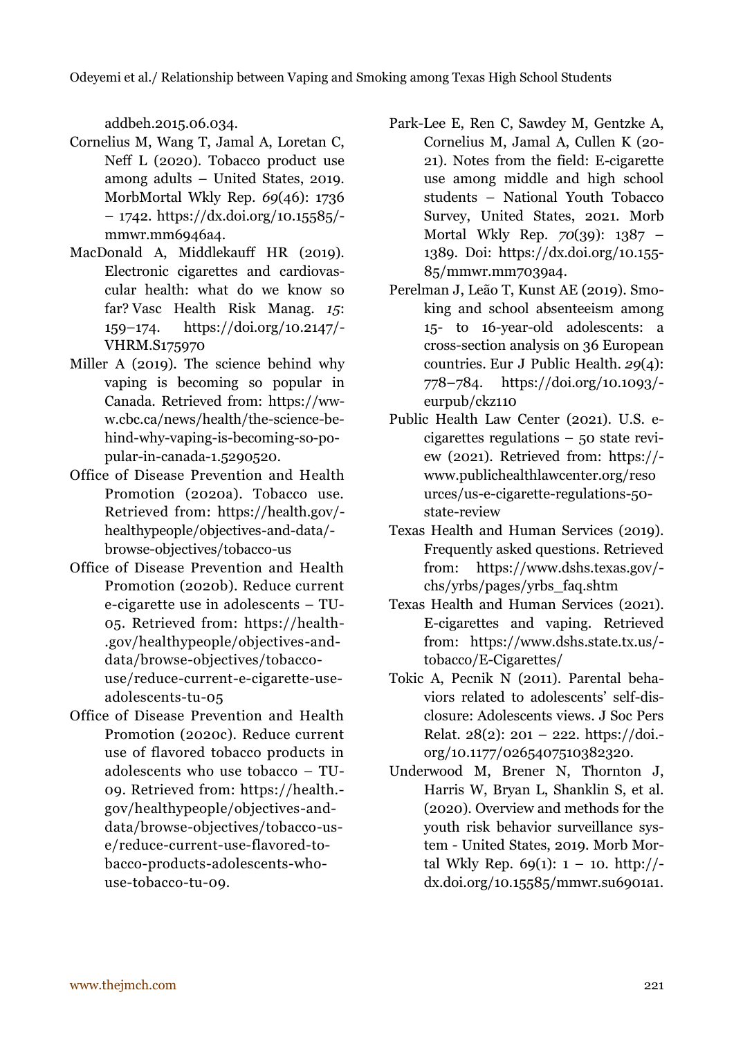addbeh.2015.06.034.

Cornelius M, Wang T, Jamal A, Loretan C, Neff L (2020). Tobacco product use among adults – United States, 2019. MorbMortal Wkly Rep. *69*(46): 1736 – 1742. https://dx.doi.org/10.15585/mmwr.mm6946a4.

MacDonald A, Middlekauff HR (2019). Electronic cigarettes and cardiovascular health: what do we know so far? Vasc Health Risk Manag. *15*: 159–174. https://doi.org/10.2147/VHRM.S175970

Miller A (2019). The science behind why vaping is becoming so popular in Canada. Retrieved from: https://www.cbc.ca/news/health/the-science-behind-why-vaping-is-becoming-so-popular-in-canada-1.5290520.

Office of Disease Prevention and Health Promotion (2020a). Tobacco use. Retrieved from: https://health.gov/healthypeople/objectives-and-data/browse-objectives/tobacco-us

Office of Disease Prevention and Health Promotion (2020b). Reduce current e-cigarette use in adolescents – TU-05. Retrieved from: https://health.gov/healthypeople/objectives-and-data/browse-objectives/tobacco-use/reduce-current-e-cigarette-use-adolescents-tu-05

Office of Disease Prevention and Health Promotion (2020c). Reduce current use of flavored tobacco products in adolescents who use tobacco – TU-09. Retrieved from: https://health.gov/healthypeople/objectives-and-data/browse-objectives/tobacco-use/reduce-current-use-flavored-tobacco-products-adolescents-who-use-tobacco-tu-09.

Park-Lee E, Ren C, Sawdey M, Gentzke A, Cornelius M, Jamal A, Cullen K (2021). Notes from the field: E-cigarette use among middle and high school students – National Youth Tobacco Survey, United States, 2021. Morb Mortal Wkly Rep. *70*(39): 1387 – 1389. Doi: https://dx.doi.org/10.15585/mmwr.mm7039a4.

Perelman J, Leão T, Kunst AE (2019). Smoking and school absenteeism among 15- to 16-year-old adolescents: a cross-section analysis on 36 European countries. Eur J Public Health. *29*(4): 778–784. https://doi.org/10.1093/eurpub/ckz110

Public Health Law Center (2021). U.S. e-cigarettes regulations – 50 state review (2021). Retrieved from: https://www.publichealthlawcenter.org/resources/us-e-cigarette-regulations-50-state-review

Texas Health and Human Services (2019). Frequently asked questions. Retrieved from: https://www.dshs.texas.gov/chs/yrbs/pages/yrbs_faq.shtm

Texas Health and Human Services (2021). E-cigarettes and vaping. Retrieved from: https://www.dshs.state.tx.us/tobacco/E-Cigarettes/

Tokic A, Pecnik N (2011). Parental behaviors related to adolescents' self-disclosure: Adolescents views. J Soc Pers Relat. 28(2): 201 – 222. https://doi.org/10.1177/0265407510382320.

Underwood M, Brener N, Thornton J, Harris W, Bryan L, Shanklin S, et al. (2020). Overview and methods for the youth risk behavior surveillance system - United States, 2019. Morb Mortal Wkly Rep. 69(1): 1 – 10. http://dx.doi.org/10.15585/mmwr.su6901a1.